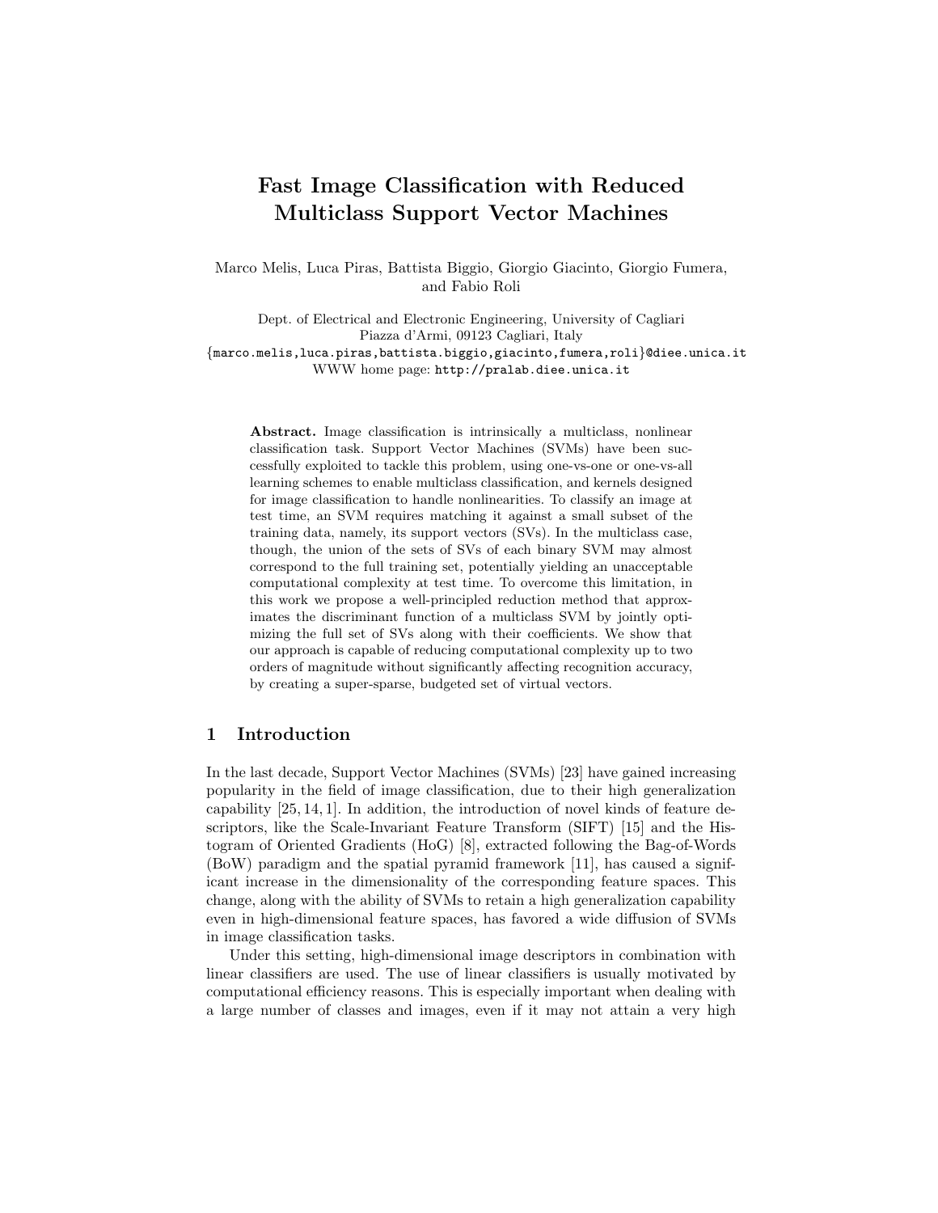# Fast Image Classification with Reduced Multiclass Support Vector Machines

Marco Melis, Luca Piras, Battista Biggio, Giorgio Giacinto, Giorgio Fumera, and Fabio Roli

Dept. of Electrical and Electronic Engineering, University of Cagliari
Piazza d'Armi, 09123 Cagliari, Italy
{marco.melis,luca.piras,battista.biggio,giacinto,fumera,roli}@diee.unica.it
WWW home page: http://pralab.diee.unica.it

**Abstract.** Image classification is intrinsically a multiclass, nonlinear classification task. Support Vector Machines (SVMs) have been successfully exploited to tackle this problem, using one-vs-one or one-vs-all learning schemes to enable multiclass classification, and kernels designed for image classification to handle nonlinearities. To classify an image at test time, an SVM requires matching it against a small subset of the training data, namely, its support vectors (SVs). In the multiclass case, though, the union of the sets of SVs of each binary SVM may almost correspond to the full training set, potentially yielding an unacceptable computational complexity at test time. To overcome this limitation, in this work we propose a well-principled reduction method that approximates the discriminant function of a multiclass SVM by jointly optimizing the full set of SVs along with their coefficients. We show that our approach is capable of reducing computational complexity up to two orders of magnitude without significantly affecting recognition accuracy, by creating a super-sparse, budgeted set of virtual vectors.

## 1 Introduction

In the last decade, Support Vector Machines (SVMs) [23] have gained increasing popularity in the field of image classification, due to their high generalization capability [25, 14, 1]. In addition, the introduction of novel kinds of feature descriptors, like the Scale-Invariant Feature Transform (SIFT) [15] and the Histogram of Oriented Gradients (HoG) [8], extracted following the Bag-of-Words (BoW) paradigm and the spatial pyramid framework [11], has caused a significant increase in the dimensionality of the corresponding feature spaces. This change, along with the ability of SVMs to retain a high generalization capability even in high-dimensional feature spaces, has favored a wide diffusion of SVMs in image classification tasks.

Under this setting, high-dimensional image descriptors in combination with linear classifiers are used. The use of linear classifiers is usually motivated by computational efficiency reasons. This is especially important when dealing with a large number of classes and images, even if it may not attain a very high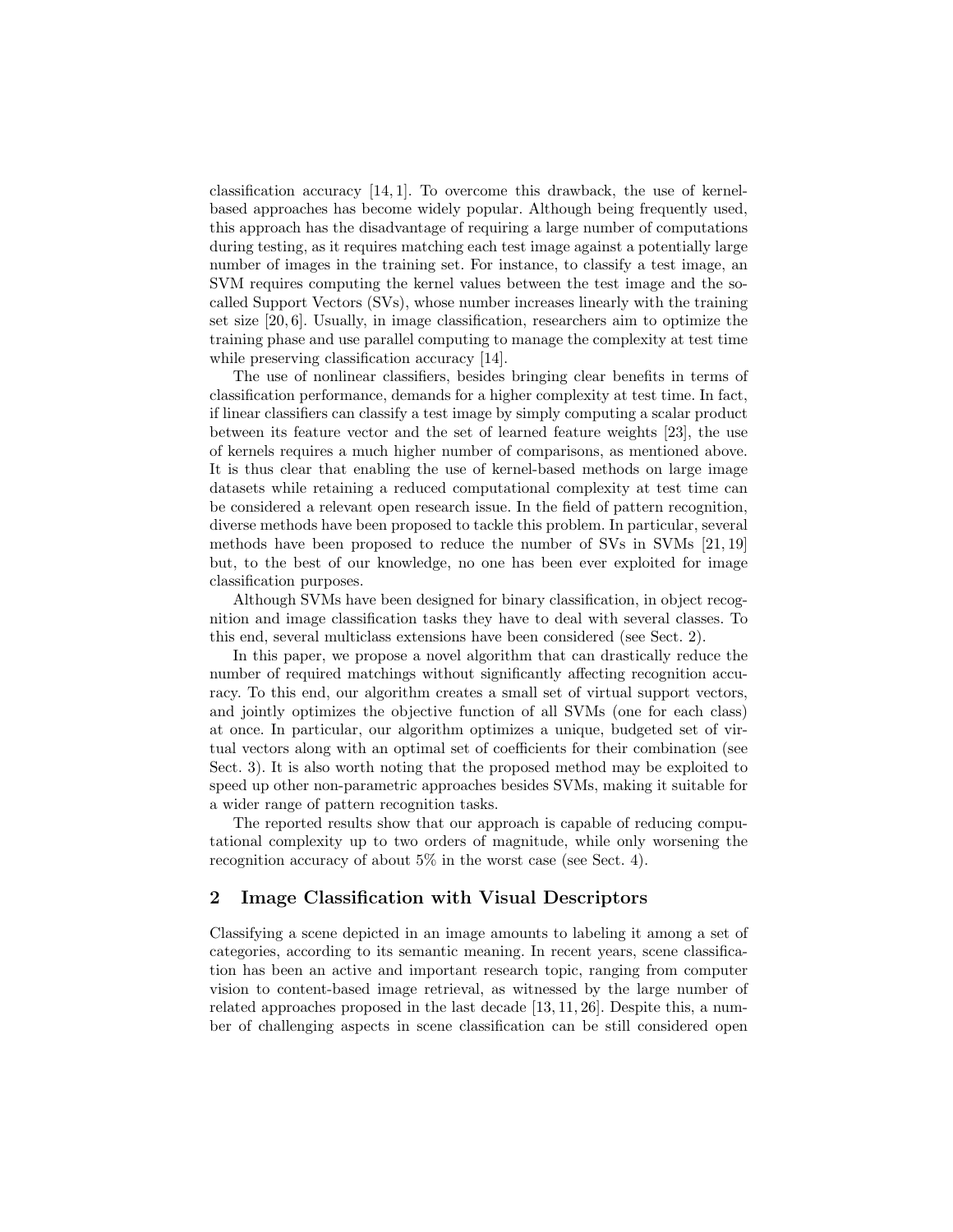classification accuracy [14, 1]. To overcome this drawback, the use of kernel-based approaches has become widely popular. Although being frequently used, this approach has the disadvantage of requiring a large number of computations during testing, as it requires matching each test image against a potentially large number of images in the training set. For instance, to classify a test image, an SVM requires computing the kernel values between the test image and the so-called Support Vectors (SVs), whose number increases linearly with the training set size [20, 6]. Usually, in image classification, researchers aim to optimize the training phase and use parallel computing to manage the complexity at test time while preserving classification accuracy [14].

The use of nonlinear classifiers, besides bringing clear benefits in terms of classification performance, demands for a higher complexity at test time. In fact, if linear classifiers can classify a test image by simply computing a scalar product between its feature vector and the set of learned feature weights [23], the use of kernels requires a much higher number of comparisons, as mentioned above. It is thus clear that enabling the use of kernel-based methods on large image datasets while retaining a reduced computational complexity at test time can be considered a relevant open research issue. In the field of pattern recognition, diverse methods have been proposed to tackle this problem. In particular, several methods have been proposed to reduce the number of SVs in SVMs [21, 19] but, to the best of our knowledge, no one has been ever exploited for image classification purposes.

Although SVMs have been designed for binary classification, in object recognition and image classification tasks they have to deal with several classes. To this end, several multiclass extensions have been considered (see Sect. 2).

In this paper, we propose a novel algorithm that can drastically reduce the number of required matchings without significantly affecting recognition accuracy. To this end, our algorithm creates a small set of virtual support vectors, and jointly optimizes the objective function of all SVMs (one for each class) at once. In particular, our algorithm optimizes a unique, budgeted set of virtual vectors along with an optimal set of coefficients for their combination (see Sect. 3). It is also worth noting that the proposed method may be exploited to speed up other non-parametric approaches besides SVMs, making it suitable for a wider range of pattern recognition tasks.

The reported results show that our approach is capable of reducing computational complexity up to two orders of magnitude, while only worsening the recognition accuracy of about 5% in the worst case (see Sect. 4).

## 2 Image Classification with Visual Descriptors

Classifying a scene depicted in an image amounts to labeling it among a set of categories, according to its semantic meaning. In recent years, scene classification has been an active and important research topic, ranging from computer vision to content-based image retrieval, as witnessed by the large number of related approaches proposed in the last decade [13, 11, 26]. Despite this, a number of challenging aspects in scene classification can be still considered open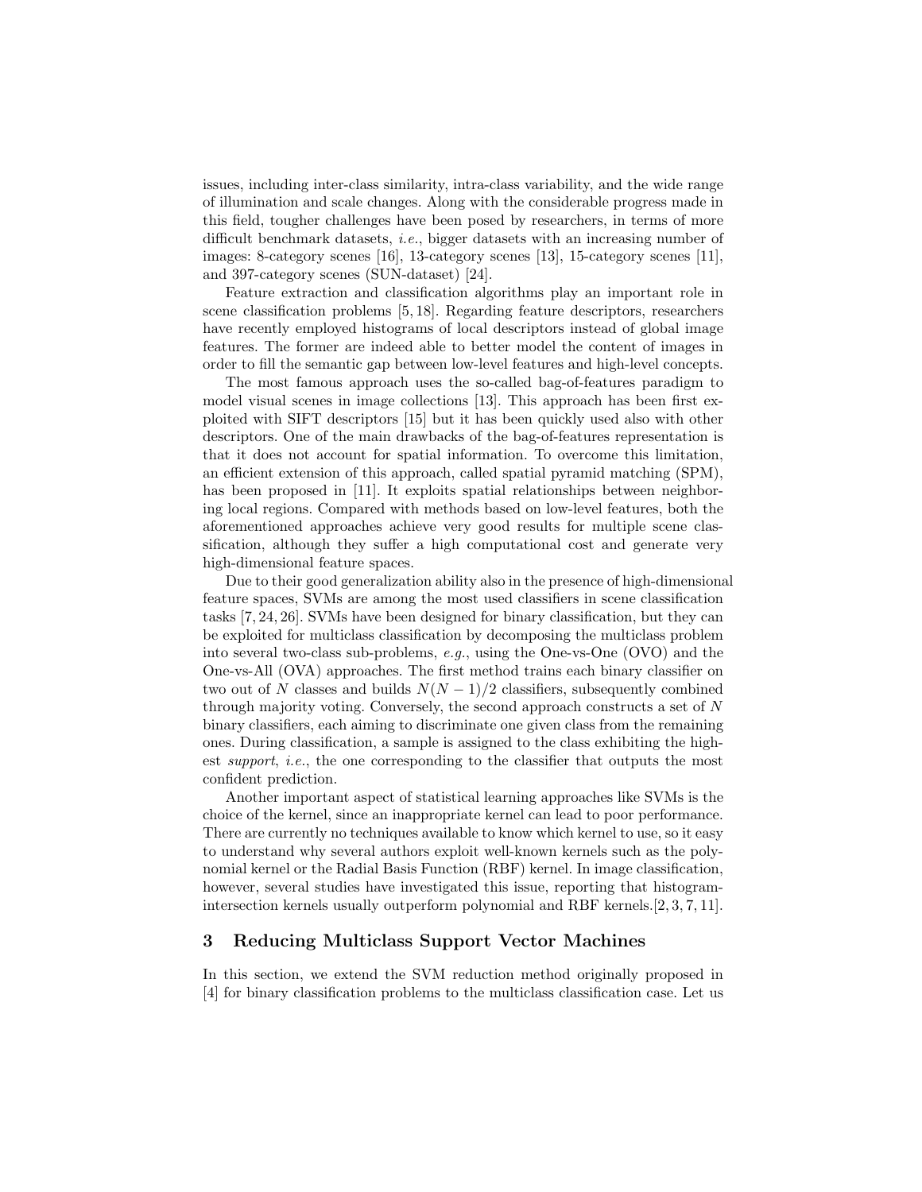issues, including inter-class similarity, intra-class variability, and the wide range of illumination and scale changes. Along with the considerable progress made in this field, tougher challenges have been posed by researchers, in terms of more difficult benchmark datasets, *i.e.*, bigger datasets with an increasing number of images: 8-category scenes [16], 13-category scenes [13], 15-category scenes [11], and 397-category scenes (SUN-dataset) [24].

Feature extraction and classification algorithms play an important role in scene classification problems [5, 18]. Regarding feature descriptors, researchers have recently employed histograms of local descriptors instead of global image features. The former are indeed able to better model the content of images in order to fill the semantic gap between low-level features and high-level concepts.

The most famous approach uses the so-called bag-of-features paradigm to model visual scenes in image collections [13]. This approach has been first exploited with SIFT descriptors [15] but it has been quickly used also with other descriptors. One of the main drawbacks of the bag-of-features representation is that it does not account for spatial information. To overcome this limitation, an efficient extension of this approach, called spatial pyramid matching (SPM), has been proposed in [11]. It exploits spatial relationships between neighboring local regions. Compared with methods based on low-level features, both the aforementioned approaches achieve very good results for multiple scene classification, although they suffer a high computational cost and generate very high-dimensional feature spaces.

Due to their good generalization ability also in the presence of high-dimensional feature spaces, SVMs are among the most used classifiers in scene classification tasks [7, 24, 26]. SVMs have been designed for binary classification, but they can be exploited for multiclass classification by decomposing the multiclass problem into several two-class sub-problems, *e.g.*, using the One-vs-One (OVO) and the One-vs-All (OVA) approaches. The first method trains each binary classifier on two out of $N$ classes and builds $N(N-1)/2$ classifiers, subsequently combined through majority voting. Conversely, the second approach constructs a set of $N$ binary classifiers, each aiming to discriminate one given class from the remaining ones. During classification, a sample is assigned to the class exhibiting the highest *support*, *i.e.*, the one corresponding to the classifier that outputs the most confident prediction.

Another important aspect of statistical learning approaches like SVMs is the choice of the kernel, since an inappropriate kernel can lead to poor performance. There are currently no techniques available to know which kernel to use, so it easy to understand why several authors exploit well-known kernels such as the polynomial kernel or the Radial Basis Function (RBF) kernel. In image classification, however, several studies have investigated this issue, reporting that histogram-intersection kernels usually outperform polynomial and RBF kernels.[2, 3, 7, 11].

## 3 Reducing Multiclass Support Vector Machines

In this section, we extend the SVM reduction method originally proposed in [4] for binary classification problems to the multiclass classification case. Let us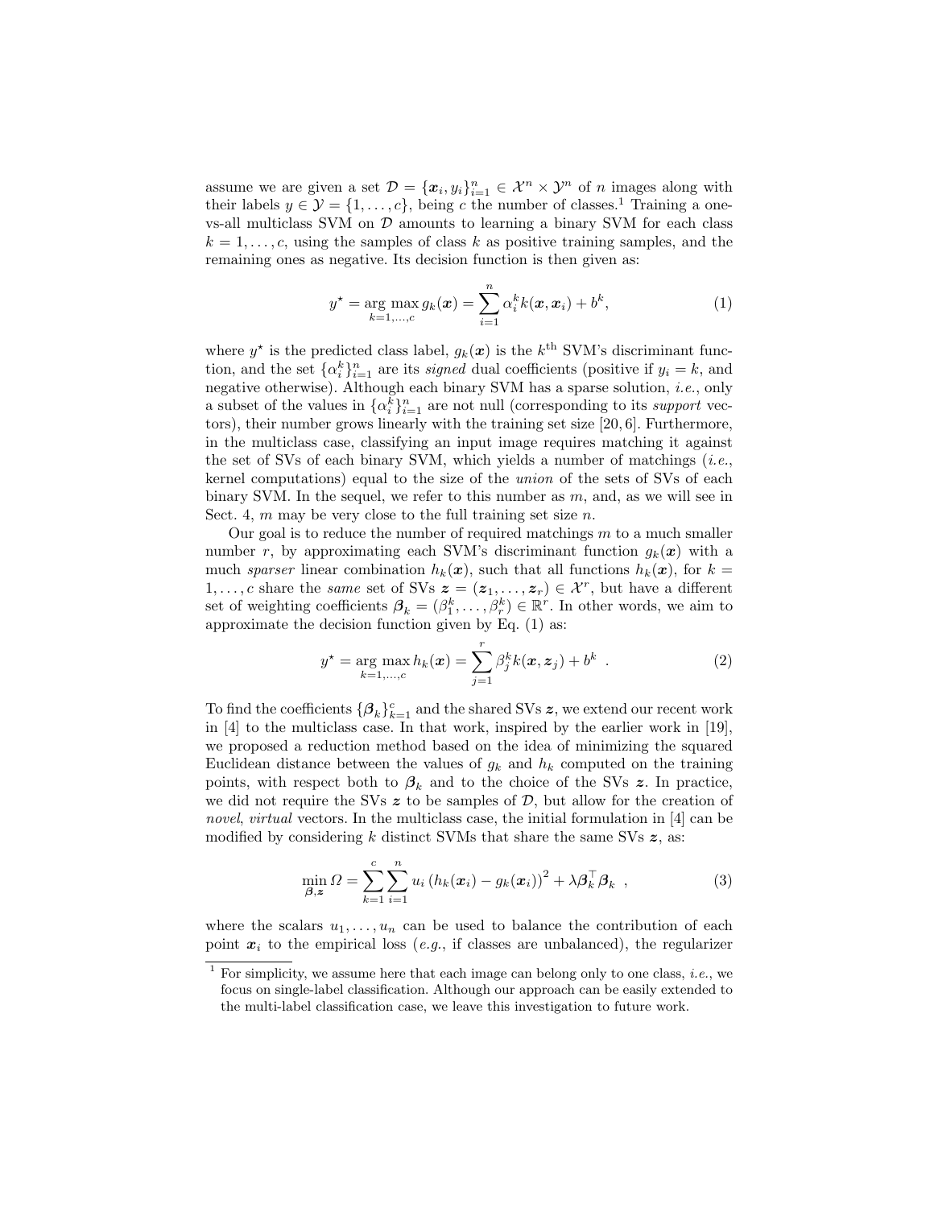assume we are given a set $\mathcal{D} = \{\boldsymbol{x}_i, y_i\}_{i=1}^n \in \mathcal{X}^n \times \mathcal{Y}^n$ of $n$ images along with their labels $y \in \mathcal{Y} = \{1, \ldots, c\}$, being $c$ the number of classes.[1] Training a one-vs-all multiclass SVM on $\mathcal{D}$ amounts to learning a binary SVM for each class $k = 1, \ldots, c$, using the samples of class $k$ as positive training samples, and the remaining ones as negative. Its decision function is then given as:

$$y^\star = \underset{k=1,\ldots,c}{\arg\max}\, g_k(\boldsymbol{x}) = \sum_{i=1}^{n} \alpha_i^k k(\boldsymbol{x}, \boldsymbol{x}_i) + b^k, \tag{1}$$

where $y^\star$ is the predicted class label, $g_k(\boldsymbol{x})$ is the $k^{\text{th}}$ SVM's discriminant function, and the set $\{\alpha_i^k\}_{i=1}^n$ are its *signed* dual coefficients (positive if $y_i = k$, and negative otherwise). Although each binary SVM has a sparse solution, *i.e.*, only a subset of the values in $\{\alpha_i^k\}_{i=1}^n$ are not null (corresponding to its *support* vectors), their number grows linearly with the training set size [20, 6]. Furthermore, in the multiclass case, classifying an input image requires matching it against the set of SVs of each binary SVM, which yields a number of matchings (*i.e.*, kernel computations) equal to the size of the *union* of the sets of SVs of each binary SVM. In the sequel, we refer to this number as $m$, and, as we will see in Sect. 4, $m$ may be very close to the full training set size $n$.

Our goal is to reduce the number of required matchings $m$ to a much smaller number $r$, by approximating each SVM's discriminant function $g_k(\boldsymbol{x})$ with a much *sparser* linear combination $h_k(\boldsymbol{x})$, such that all functions $h_k(\boldsymbol{x})$, for $k = 1, \ldots, c$ share the *same* set of SVs $\boldsymbol{z} = (\boldsymbol{z}_1, \ldots, \boldsymbol{z}_r) \in \mathcal{X}^r$, but have a different set of weighting coefficients $\boldsymbol{\beta}_k = (\beta_1^k, \ldots, \beta_r^k) \in \mathbb{R}^r$. In other words, we aim to approximate the decision function given by Eq. (1) as:

$$y^\star = \underset{k=1,\ldots,c}{\arg\max}\, h_k(\boldsymbol{x}) = \sum_{j=1}^{r} \beta_j^k k(\boldsymbol{x}, \boldsymbol{z}_j) + b^k \ . \tag{2}$$

To find the coefficients $\{\boldsymbol{\beta}_k\}_{k=1}^c$ and the shared SVs $\boldsymbol{z}$, we extend our recent work in [4] to the multiclass case. In that work, inspired by the earlier work in [19], we proposed a reduction method based on the idea of minimizing the squared Euclidean distance between the values of $g_k$ and $h_k$ computed on the training points, with respect both to $\boldsymbol{\beta}_k$ and to the choice of the SVs $\boldsymbol{z}$. In practice, we did not require the SVs $\boldsymbol{z}$ to be samples of $\mathcal{D}$, but allow for the creation of *novel*, *virtual* vectors. In the multiclass case, the initial formulation in [4] can be modified by considering $k$ distinct SVMs that share the same SVs $\boldsymbol{z}$, as:

$$\min_{\boldsymbol{\beta}, \boldsymbol{z}} \Omega = \sum_{k=1}^{c} \sum_{i=1}^{n} u_i \left(h_k(\boldsymbol{x}_i) - g_k(\boldsymbol{x}_i)\right)^2 + \lambda \boldsymbol{\beta}_k^\top \boldsymbol{\beta}_k \ , \tag{3}$$

where the scalars $u_1, \ldots, u_n$ can be used to balance the contribution of each point $\boldsymbol{x}_i$ to the empirical loss (*e.g.*, if classes are unbalanced), the regularizer

[1] For simplicity, we assume here that each image can belong only to one class, *i.e.*, we focus on single-label classification. Although our approach can be easily extended to the multi-label classification case, we leave this investigation to future work.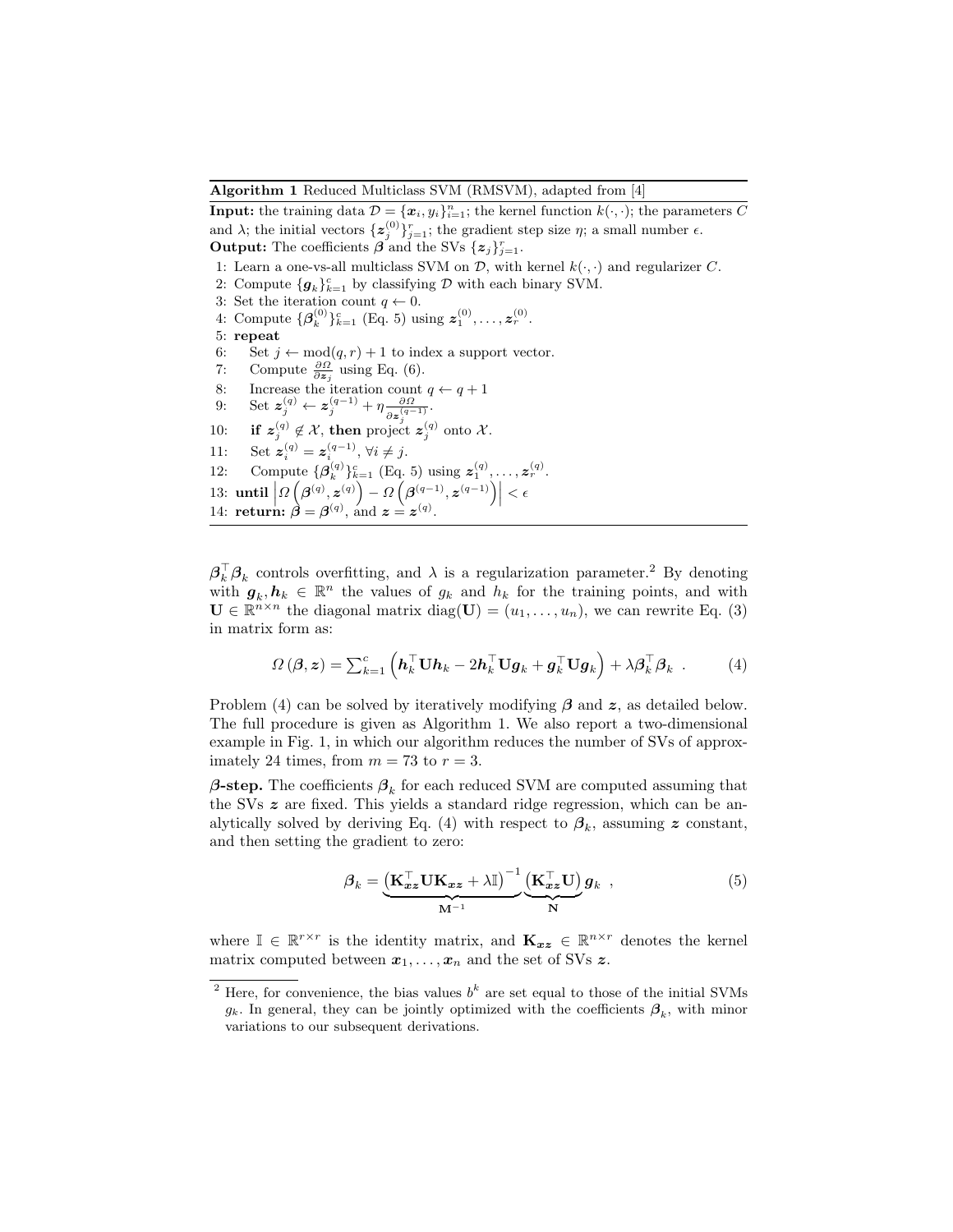**Algorithm 1** Reduced Multiclass SVM (RMSVM), adapted from [4]

**Input:** the training data $\mathcal{D} = \{\boldsymbol{x}_i, y_i\}_{i=1}^n$; the kernel function $k(\cdot,\cdot)$; the parameters $C$ and $\lambda$; the initial vectors $\{\boldsymbol{z}_j^{(0)}\}_{j=1}^r$; the gradient step size $\eta$; a small number $\epsilon$.
**Output:** The coefficients $\boldsymbol{\beta}$ and the SVs $\{\boldsymbol{z}_j\}_{j=1}^r$.

1: Learn a one-vs-all multiclass SVM on $\mathcal{D}$, with kernel $k(\cdot,\cdot)$ and regularizer $C$.
2: Compute $\{\boldsymbol{g}_k\}_{k=1}^c$ by classifying $\mathcal{D}$ with each binary SVM.
3: Set the iteration count $q \leftarrow 0$.
4: Compute $\{\boldsymbol{\beta}_k^{(0)}\}_{k=1}^c$ (Eq. 5) using $\boldsymbol{z}_1^{(0)}, \ldots, \boldsymbol{z}_r^{(0)}$.
5: **repeat**
6: Set $j \leftarrow \text{mod}(q, r) + 1$ to index a support vector.
7: Compute $\frac{\partial \Omega}{\partial \boldsymbol{z}_j}$ using Eq. (6).
8: Increase the iteration count $q \leftarrow q + 1$
9: Set $\boldsymbol{z}_j^{(q)} \leftarrow \boldsymbol{z}_j^{(q-1)} + \eta \frac{\partial \Omega}{\partial \boldsymbol{z}_j^{(q-1)}}$.
10: **if** $\boldsymbol{z}_j^{(q)} \notin \mathcal{X}$, **then** project $\boldsymbol{z}_j^{(q)}$ onto $\mathcal{X}$.
11: Set $\boldsymbol{z}_i^{(q)} = \boldsymbol{z}_i^{(q-1)}$, $\forall i \neq j$.
12: Compute $\{\boldsymbol{\beta}_k^{(q)}\}_{k=1}^c$ (Eq. 5) using $\boldsymbol{z}_1^{(q)}, \ldots, \boldsymbol{z}_r^{(q)}$.
13: **until** $\left| \Omega\left(\boldsymbol{\beta}^{(q)}, \boldsymbol{z}^{(q)}\right) - \Omega\left(\boldsymbol{\beta}^{(q-1)}, \boldsymbol{z}^{(q-1)}\right) \right| < \epsilon$
14: **return:** $\boldsymbol{\beta} = \boldsymbol{\beta}^{(q)}$, and $\boldsymbol{z} = \boldsymbol{z}^{(q)}$.

$\boldsymbol{\beta}_k^\top \boldsymbol{\beta}_k$ controls overfitting, and $\lambda$ is a regularization parameter.[2] By denoting with $\boldsymbol{g}_k, \boldsymbol{h}_k \in \mathbb{R}^n$ the values of $g_k$ and $h_k$ for the training points, and with $\mathbf{U} \in \mathbb{R}^{n \times n}$ the diagonal matrix $\text{diag}(\mathbf{U}) = (u_1, \ldots, u_n)$, we can rewrite Eq. (3) in matrix form as:

$$\Omega(\boldsymbol{\beta}, \boldsymbol{z}) = \sum_{k=1}^c \left( \boldsymbol{h}_k^\top \mathbf{U} \boldsymbol{h}_k - 2\boldsymbol{h}_k^\top \mathbf{U} \boldsymbol{g}_k + \boldsymbol{g}_k^\top \mathbf{U} \boldsymbol{g}_k \right) + \lambda \boldsymbol{\beta}_k^\top \boldsymbol{\beta}_k \ . \tag{4}$$

Problem (4) can be solved by iteratively modifying $\boldsymbol{\beta}$ and $\boldsymbol{z}$, as detailed below. The full procedure is given as Algorithm 1. We also report a two-dimensional example in Fig. 1, in which our algorithm reduces the number of SVs of approximately 24 times, from $m = 73$ to $r = 3$.

***β*-step.** The coefficients $\boldsymbol{\beta}_k$ for each reduced SVM are computed assuming that the SVs $\boldsymbol{z}$ are fixed. This yields a standard ridge regression, which can be analytically solved by deriving Eq. (4) with respect to $\boldsymbol{\beta}_k$, assuming $\boldsymbol{z}$ constant, and then setting the gradient to zero:

$$\boldsymbol{\beta}_k = \underbrace{\left(\mathbf{K}_{\boldsymbol{xz}}^\top \mathbf{U} \mathbf{K}_{\boldsymbol{xz}} + \lambda \mathbb{I}\right)^{-1}}_{\mathbf{M}^{-1}} \underbrace{\left(\mathbf{K}_{\boldsymbol{xz}}^\top \mathbf{U}\right)}_{\mathbf{N}} \boldsymbol{g}_k \ , \tag{5}$$

where $\mathbb{I} \in \mathbb{R}^{r \times r}$ is the identity matrix, and $\mathbf{K}_{\boldsymbol{xz}} \in \mathbb{R}^{n \times r}$ denotes the kernel matrix computed between $\boldsymbol{x}_1, \ldots, \boldsymbol{x}_n$ and the set of SVs $\boldsymbol{z}$.

[2] Here, for convenience, the bias values $b^k$ are set equal to those of the initial SVMs $g_k$. In general, they can be jointly optimized with the coefficients $\boldsymbol{\beta}_k$, with minor variations to our subsequent derivations.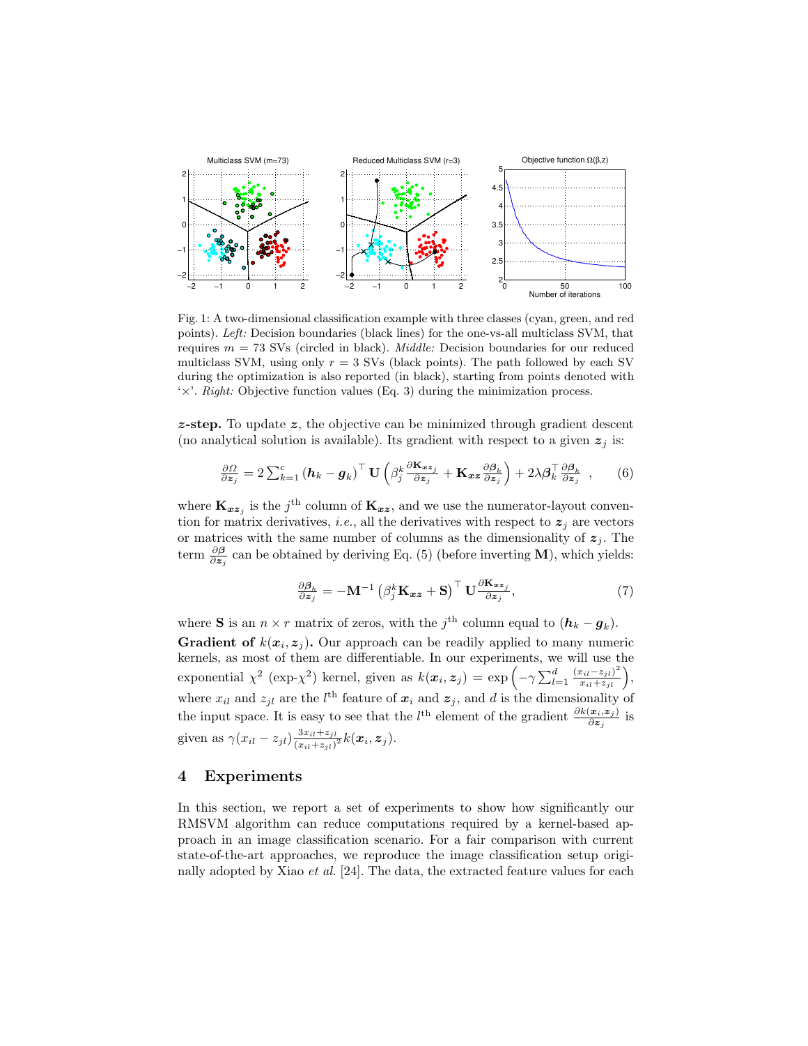Fig. 1: A two-dimensional classification example with three classes (cyan, green, and red points). *Left:* Decision boundaries (black lines) for the one-vs-all multiclass SVM, that requires $m = 73$ SVs (circled in black). *Middle:* Decision boundaries for our reduced multiclass SVM, using only $r = 3$ SVs (black points). The path followed by each SV during the optimization is also reported (in black), starting from points denoted with '×'. *Right:* Objective function values (Eq. 3) during the minimization process.

***z*-step.** To update $\boldsymbol{z}$, the objective can be minimized through gradient descent (no analytical solution is available). Its gradient with respect to a given $\boldsymbol{z}_j$ is:

$$\frac{\partial \Omega}{\partial \boldsymbol{z}_j} = 2 \sum_{k=1}^{c} (\boldsymbol{h}_k - \boldsymbol{g}_k)^\top \mathbf{U} \left( \beta_j^k \frac{\partial \mathbf{K}_{\boldsymbol{x}\boldsymbol{z}_j}}{\partial \boldsymbol{z}_j} + \mathbf{K}_{\boldsymbol{x}\boldsymbol{z}} \frac{\partial \boldsymbol{\beta}_k}{\partial \boldsymbol{z}_j} \right) + 2\lambda \boldsymbol{\beta}_k^\top \frac{\partial \boldsymbol{\beta}_k}{\partial \boldsymbol{z}_j} \ , \qquad (6)$$

where $\mathbf{K}_{\boldsymbol{x}\boldsymbol{z}_j}$ is the $j^{\text{th}}$ column of $\mathbf{K}_{\boldsymbol{x}\boldsymbol{z}}$, and we use the numerator-layout convention for matrix derivatives, *i.e.*, all the derivatives with respect to $\boldsymbol{z}_j$ are vectors or matrices with the same number of columns as the dimensionality of $\boldsymbol{z}_j$. The term $\frac{\partial \boldsymbol{\beta}}{\partial \boldsymbol{z}_j}$ can be obtained by deriving Eq. (5) (before inverting $\mathbf{M}$), which yields:

$$\frac{\partial \boldsymbol{\beta}_k}{\partial \boldsymbol{z}_j} = -\mathbf{M}^{-1} \left( \beta_j^k \mathbf{K}_{\boldsymbol{x}\boldsymbol{z}} + \mathbf{S} \right)^\top \mathbf{U} \frac{\partial \mathbf{K}_{\boldsymbol{x}\boldsymbol{z}_j}}{\partial \boldsymbol{z}_j}, \qquad (7)$$

where $\mathbf{S}$ is an $n \times r$ matrix of zeros, with the $j^{\text{th}}$ column equal to $(\boldsymbol{h}_k - \boldsymbol{g}_k)$.

**Gradient of $k(\boldsymbol{x}_i, \boldsymbol{z}_j)$.** Our approach can be readily applied to many numeric kernels, as most of them are differentiable. In our experiments, we will use the exponential $\chi^2$ (exp-$\chi^2$) kernel, given as $k(\boldsymbol{x}_i, \boldsymbol{z}_j) = \exp\left(-\gamma \sum_{l=1}^{d} \frac{(x_{il} - z_{jl})^2}{x_{il} + z_{jl}}\right)$, where $x_{il}$ and $z_{jl}$ are the $l^{\text{th}}$ feature of $\boldsymbol{x}_i$ and $\boldsymbol{z}_j$, and $d$ is the dimensionality of the input space. It is easy to see that the $l^{\text{th}}$ element of the gradient $\frac{\partial k(\boldsymbol{x}_i, \boldsymbol{z}_j)}{\partial \boldsymbol{z}_j}$ is given as $\gamma (x_{il} - z_{jl}) \frac{3x_{il} + z_{jl}}{(x_{il} + z_{jl})^2} k(\boldsymbol{x}_i, \boldsymbol{z}_j)$.

## 4 Experiments

In this section, we report a set of experiments to show how significantly our RMSVM algorithm can reduce computations required by a kernel-based approach in an image classification scenario. For a fair comparison with current state-of-the-art approaches, we reproduce the image classification setup originally adopted by Xiao *et al.* [24]. The data, the extracted feature values for each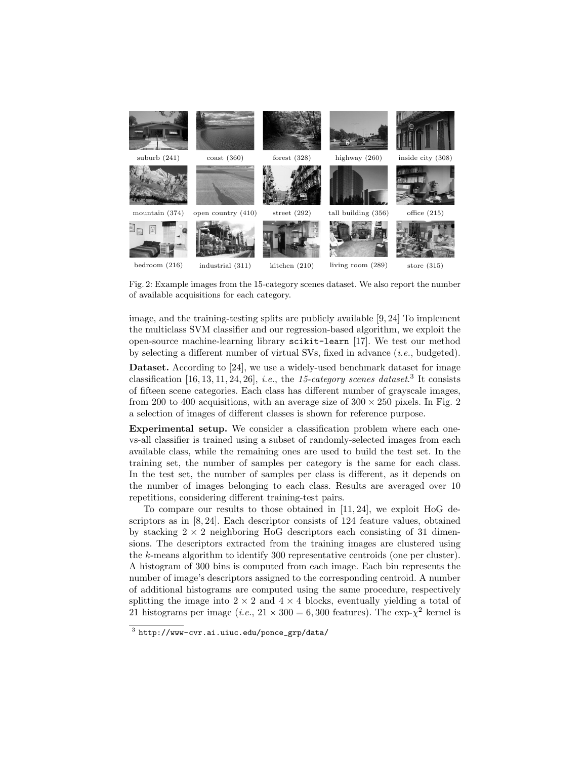suburb (241) coast (360) forest (328) highway (260) inside city (308)

mountain (374) open country (410) street (292) tall building (356) office (215)

bedroom (216) industrial (311) kitchen (210) living room (289) store (315)

Fig. 2: Example images from the 15-category scenes dataset. We also report the number of available acquisitions for each category.

image, and the training-testing splits are publicly available [9, 24] To implement the multiclass SVM classifier and our regression-based algorithm, we exploit the open-source machine-learning library `scikit-learn` [17]. We test our method by selecting a different number of virtual SVs, fixed in advance (*i.e.*, budgeted).

**Dataset.** According to [24], we use a widely-used benchmark dataset for image classification [16, 13, 11, 24, 26], *i.e.*, the *15-category scenes dataset*.[3] It consists of fifteen scene categories. Each class has different number of grayscale images, from 200 to 400 acquisitions, with an average size of $300 \times 250$ pixels. In Fig. 2 a selection of images of different classes is shown for reference purpose.

**Experimental setup.** We consider a classification problem where each one-vs-all classifier is trained using a subset of randomly-selected images from each available class, while the remaining ones are used to build the test set. In the training set, the number of samples per category is the same for each class. In the test set, the number of samples per class is different, as it depends on the number of images belonging to each class. Results are averaged over 10 repetitions, considering different training-test pairs.

To compare our results to those obtained in [11, 24], we exploit HoG descriptors as in [8, 24]. Each descriptor consists of 124 feature values, obtained by stacking $2 \times 2$ neighboring HoG descriptors each consisting of 31 dimensions. The descriptors extracted from the training images are clustered using the $k$-means algorithm to identify 300 representative centroids (one per cluster). A histogram of 300 bins is computed from each image. Each bin represents the number of image's descriptors assigned to the corresponding centroid. A number of additional histograms are computed using the same procedure, respectively splitting the image into $2 \times 2$ and $4 \times 4$ blocks, eventually yielding a total of 21 histograms per image (*i.e.*, $21 \times 300 = 6,300$ features). The exp-$\chi^2$ kernel is

[3] `http://www-cvr.ai.uiuc.edu/ponce_grp/data/`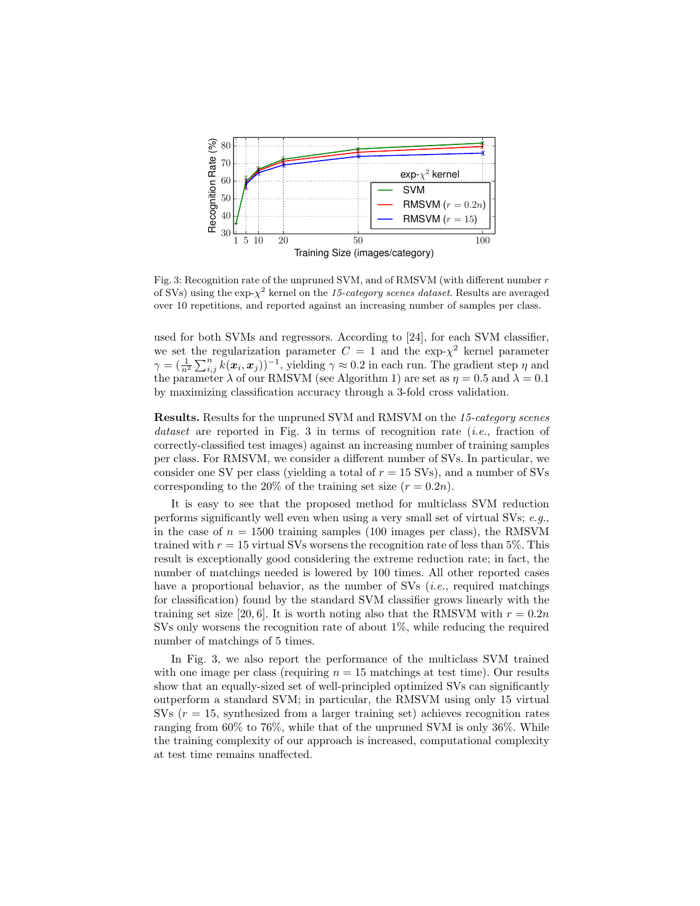Fig. 3: Recognition rate of the unpruned SVM, and of RMSVM (with different number $r$ of SVs) using the exp-$\chi^2$ kernel on the *15-category scenes dataset*. Results are averaged over 10 repetitions, and reported against an increasing number of samples per class.

used for both SVMs and regressors. According to [24], for each SVM classifier, we set the regularization parameter $C = 1$ and the exp-$\chi^2$ kernel parameter $\gamma = (\frac{1}{n^2}\sum_{i,j}^{n} k(\boldsymbol{x}_i, \boldsymbol{x}_j))^{-1}$, yielding $\gamma \approx 0.2$ in each run. The gradient step $\eta$ and the parameter $\lambda$ of our RMSVM (see Algorithm 1) are set as $\eta = 0.5$ and $\lambda = 0.1$ by maximizing classification accuracy through a 3-fold cross validation.

**Results.** Results for the unpruned SVM and RMSVM on the *15-category scenes dataset* are reported in Fig. 3 in terms of recognition rate (*i.e.*, fraction of correctly-classified test images) against an increasing number of training samples per class. For RMSVM, we consider a different number of SVs. In particular, we consider one SV per class (yielding a total of $r = 15$ SVs), and a number of SVs corresponding to the 20% of the training set size ($r = 0.2n$).

It is easy to see that the proposed method for multiclass SVM reduction performs significantly well even when using a very small set of virtual SVs; *e.g.*, in the case of $n = 1500$ training samples (100 images per class), the RMSVM trained with $r = 15$ virtual SVs worsens the recognition rate of less than 5%. This result is exceptionally good considering the extreme reduction rate; in fact, the number of matchings needed is lowered by 100 times. All other reported cases have a proportional behavior, as the number of SVs (*i.e.*, required matchings for classification) found by the standard SVM classifier grows linearly with the training set size [20, 6]. It is worth noting also that the RMSVM with $r = 0.2n$ SVs only worsens the recognition rate of about 1%, while reducing the required number of matchings of 5 times.

In Fig. 3, we also report the performance of the multiclass SVM trained with one image per class (requiring $n = 15$ matchings at test time). Our results show that an equally-sized set of well-principled optimized SVs can significantly outperform a standard SVM; in particular, the RMSVM using only 15 virtual SVs ($r = 15$, synthesized from a larger training set) achieves recognition rates ranging from 60% to 76%, while that of the unpruned SVM is only 36%. While the training complexity of our approach is increased, computational complexity at test time remains unaffected.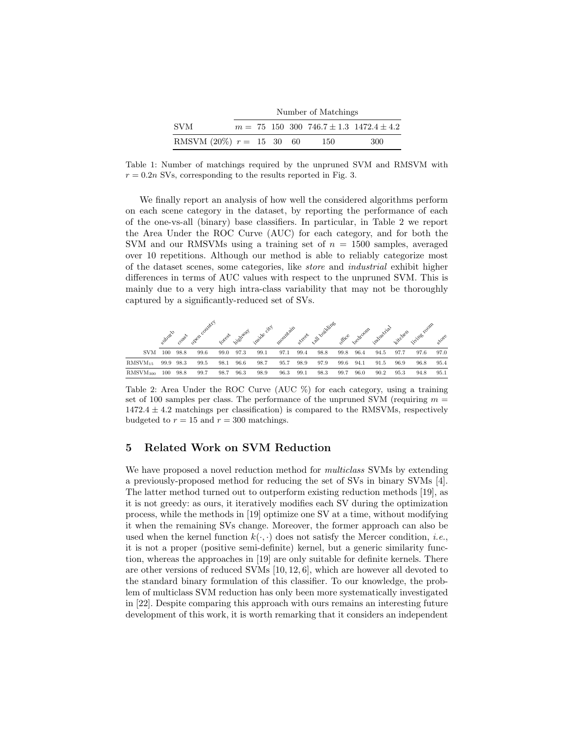| | | Number of Matchings | | | | |
|---|---|---|---|---|---|---|
| SVM | $m =$ | 75 | 150 | 300 | $746.7 \pm 1.3$ | $1472.4 \pm 4.2$ |
| RMSVM (20%) | $r =$ | 15 | 30 | 60 | 150 | 300 |

Table 1: Number of matchings required by the unpruned SVM and RMSVM with $r = 0.2n$ SVs, corresponding to the results reported in Fig. 3.

We finally report an analysis of how well the considered algorithms perform on each scene category in the dataset, by reporting the performance of each of the one-vs-all (binary) base classifiers. In particular, in Table 2 we report the Area Under the ROC Curve (AUC) for each category, and for both the SVM and our RMSVMs using a training set of $n = 1500$ samples, averaged over 10 repetitions. Although our method is able to reliably categorize most of the dataset scenes, some categories, like *store* and *industrial* exhibit higher differences in terms of AUC values with respect to the unpruned SVM. This is mainly due to a very high intra-class variability that may not be thoroughly captured by a significantly-reduced set of SVs.

| | suburb | coast | open country | forest | highway | inside city | mountain | street | tall building | office | bedroom | industrial | kitchen | living room | store |
|---|---|---|---|---|---|---|---|---|---|---|---|---|---|---|---|
| SVM | 100 | 98.8 | 99.6 | 99.0 | 97.3 | 99.1 | 97.1 | 99.4 | 98.8 | 99.8 | 96.4 | 94.5 | 97.7 | 97.6 | 97.0 |
| $\text{RMSVM}_{15}$ | 99.9 | 98.3 | 99.5 | 98.1 | 96.6 | 98.7 | 95.7 | 98.9 | 97.9 | 99.6 | 94.1 | 91.5 | 96.9 | 96.8 | 95.4 |
| $\text{RMSVM}_{300}$ | 100 | 98.8 | 99.7 | 98.7 | 96.3 | 98.9 | 96.3 | 99.1 | 98.3 | 99.7 | 96.0 | 90.2 | 95.3 | 94.8 | 95.1 |

Table 2: Area Under the ROC Curve (AUC %) for each category, using a training set of 100 samples per class. The performance of the unpruned SVM (requiring $m = 1472.4 \pm 4.2$ matchings per classification) is compared to the RMSVMs, respectively budgeted to $r = 15$ and $r = 300$ matchings.

## 5 Related Work on SVM Reduction

We have proposed a novel reduction method for *multiclass* SVMs by extending a previously-proposed method for reducing the set of SVs in binary SVMs [4]. The latter method turned out to outperform existing reduction methods [19], as it is not greedy: as ours, it iteratively modifies each SV during the optimization process, while the methods in [19] optimize one SV at a time, without modifying it when the remaining SVs change. Moreover, the former approach can also be used when the kernel function $k(\cdot, \cdot)$ does not satisfy the Mercer condition, *i.e.*, it is not a proper (positive semi-definite) kernel, but a generic similarity function, whereas the approaches in [19] are only suitable for definite kernels. There are other versions of reduced SVMs [10, 12, 6], which are however all devoted to the standard binary formulation of this classifier. To our knowledge, the problem of multiclass SVM reduction has only been more systematically investigated in [22]. Despite comparing this approach with ours remains an interesting future development of this work, it is worth remarking that it considers an independent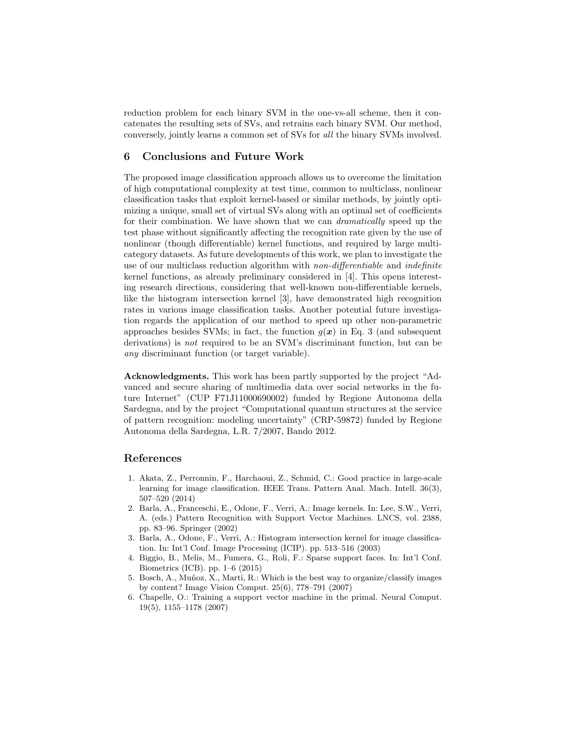reduction problem for each binary SVM in the one-vs-all scheme, then it concatenates the resulting sets of SVs, and retrains each binary SVM. Our method, conversely, jointly learns a common set of SVs for *all* the binary SVMs involved.

## 6 Conclusions and Future Work

The proposed image classification approach allows us to overcome the limitation of high computational complexity at test time, common to multiclass, nonlinear classification tasks that exploit kernel-based or similar methods, by jointly optimizing a unique, small set of virtual SVs along with an optimal set of coefficients for their combination. We have shown that we can *dramatically* speed up the test phase without significantly affecting the recognition rate given by the use of nonlinear (though differentiable) kernel functions, and required by large multicategory datasets. As future developments of this work, we plan to investigate the use of our multiclass reduction algorithm with *non-differentiable* and *indefinite* kernel functions, as already preliminary considered in [4]. This opens interesting research directions, considering that well-known non-differentiable kernels, like the histogram intersection kernel [3], have demonstrated high recognition rates in various image classification tasks. Another potential future investigation regards the application of our method to speed up other non-parametric approaches besides SVMs; in fact, the function $g(\boldsymbol{x})$ in Eq. 3 (and subsequent derivations) is *not* required to be an SVM's discriminant function, but can be *any* discriminant function (or target variable).

**Acknowledgments.** This work has been partly supported by the project "Advanced and secure sharing of multimedia data over social networks in the future Internet" (CUP F71J11000690002) funded by Regione Autonoma della Sardegna, and by the project "Computational quantum structures at the service of pattern recognition: modeling uncertainty" (CRP-59872) funded by Regione Autonoma della Sardegna, L.R. 7/2007, Bando 2012.

## References

1. Akata, Z., Perronnin, F., Harchaoui, Z., Schmid, C.: Good practice in large-scale learning for image classification. IEEE Trans. Pattern Anal. Mach. Intell. 36(3), 507–520 (2014)
2. Barla, A., Franceschi, E., Odone, F., Verri, A.: Image kernels. In: Lee, S.W., Verri, A. (eds.) Pattern Recognition with Support Vector Machines. LNCS, vol. 2388, pp. 83–96. Springer (2002)
3. Barla, A., Odone, F., Verri, A.: Histogram intersection kernel for image classification. In: Int'l Conf. Image Processing (ICIP). pp. 513–516 (2003)
4. Biggio, B., Melis, M., Fumera, G., Roli, F.: Sparse support faces. In: Int'l Conf. Biometrics (ICB). pp. 1–6 (2015)
5. Bosch, A., Muñoz, X., Marti, R.: Which is the best way to organize/classify images by content? Image Vision Comput. 25(6), 778–791 (2007)
6. Chapelle, O.: Training a support vector machine in the primal. Neural Comput. 19(5), 1155–1178 (2007)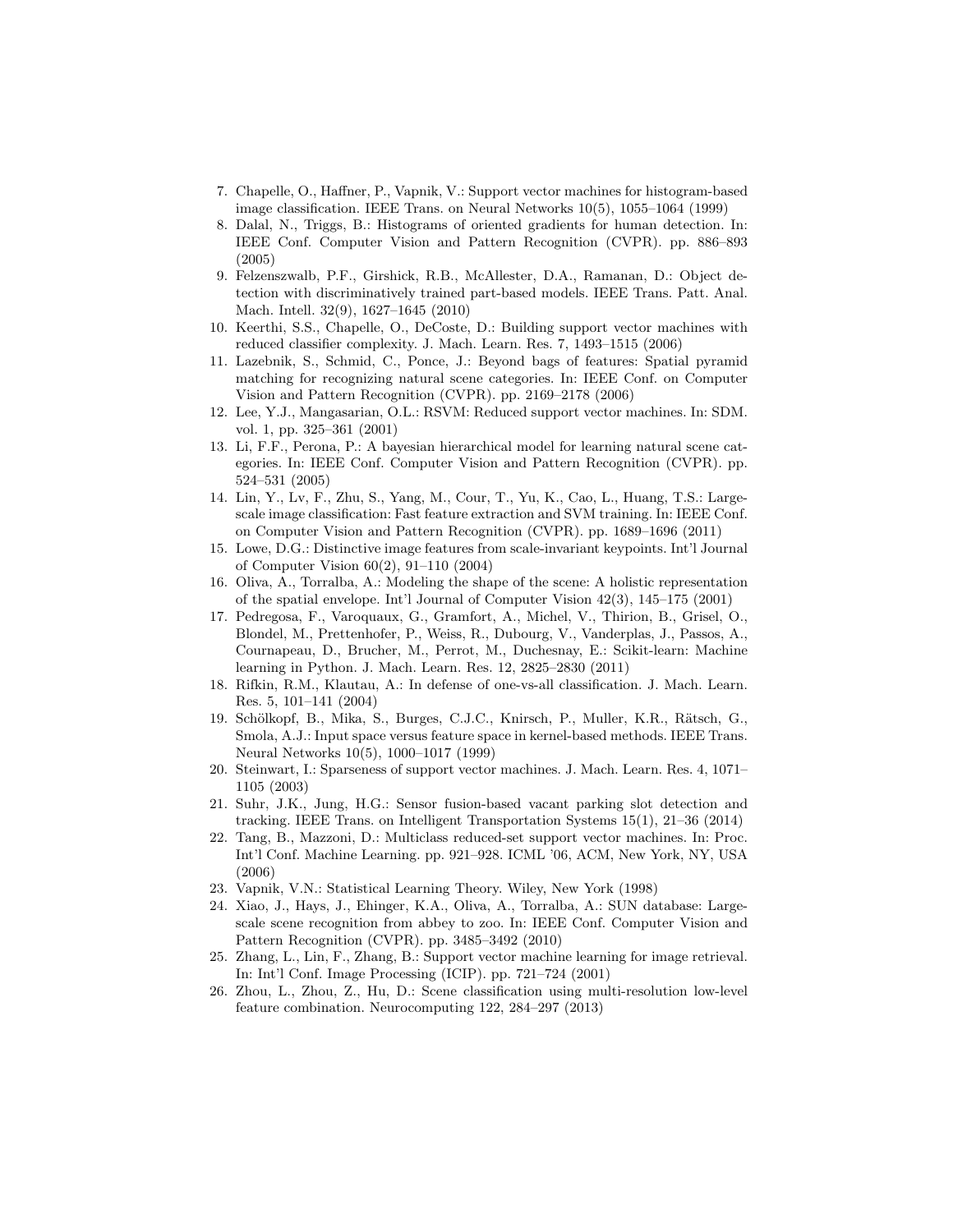7. Chapelle, O., Haffner, P., Vapnik, V.: Support vector machines for histogram-based image classification. IEEE Trans. on Neural Networks 10(5), 1055–1064 (1999)
8. Dalal, N., Triggs, B.: Histograms of oriented gradients for human detection. In: IEEE Conf. Computer Vision and Pattern Recognition (CVPR). pp. 886–893 (2005)
9. Felzenszwalb, P.F., Girshick, R.B., McAllester, D.A., Ramanan, D.: Object detection with discriminatively trained part-based models. IEEE Trans. Patt. Anal. Mach. Intell. 32(9), 1627–1645 (2010)
10. Keerthi, S.S., Chapelle, O., DeCoste, D.: Building support vector machines with reduced classifier complexity. J. Mach. Learn. Res. 7, 1493–1515 (2006)
11. Lazebnik, S., Schmid, C., Ponce, J.: Beyond bags of features: Spatial pyramid matching for recognizing natural scene categories. In: IEEE Conf. on Computer Vision and Pattern Recognition (CVPR). pp. 2169–2178 (2006)
12. Lee, Y.J., Mangasarian, O.L.: RSVM: Reduced support vector machines. In: SDM. vol. 1, pp. 325–361 (2001)
13. Li, F.F., Perona, P.: A bayesian hierarchical model for learning natural scene categories. In: IEEE Conf. Computer Vision and Pattern Recognition (CVPR). pp. 524–531 (2005)
14. Lin, Y., Lv, F., Zhu, S., Yang, M., Cour, T., Yu, K., Cao, L., Huang, T.S.: Large-scale image classification: Fast feature extraction and SVM training. In: IEEE Conf. on Computer Vision and Pattern Recognition (CVPR). pp. 1689–1696 (2011)
15. Lowe, D.G.: Distinctive image features from scale-invariant keypoints. Int'l Journal of Computer Vision 60(2), 91–110 (2004)
16. Oliva, A., Torralba, A.: Modeling the shape of the scene: A holistic representation of the spatial envelope. Int'l Journal of Computer Vision 42(3), 145–175 (2001)
17. Pedregosa, F., Varoquaux, G., Gramfort, A., Michel, V., Thirion, B., Grisel, O., Blondel, M., Prettenhofer, P., Weiss, R., Dubourg, V., Vanderplas, J., Passos, A., Cournapeau, D., Brucher, M., Perrot, M., Duchesnay, E.: Scikit-learn: Machine learning in Python. J. Mach. Learn. Res. 12, 2825–2830 (2011)
18. Rifkin, R.M., Klautau, A.: In defense of one-vs-all classification. J. Mach. Learn. Res. 5, 101–141 (2004)
19. Schölkopf, B., Mika, S., Burges, C.J.C., Knirsch, P., Muller, K.R., Rätsch, G., Smola, A.J.: Input space versus feature space in kernel-based methods. IEEE Trans. Neural Networks 10(5), 1000–1017 (1999)
20. Steinwart, I.: Sparseness of support vector machines. J. Mach. Learn. Res. 4, 1071–1105 (2003)
21. Suhr, J.K., Jung, H.G.: Sensor fusion-based vacant parking slot detection and tracking. IEEE Trans. on Intelligent Transportation Systems 15(1), 21–36 (2014)
22. Tang, B., Mazzoni, D.: Multiclass reduced-set support vector machines. In: Proc. Int'l Conf. Machine Learning. pp. 921–928. ICML '06, ACM, New York, NY, USA (2006)
23. Vapnik, V.N.: Statistical Learning Theory. Wiley, New York (1998)
24. Xiao, J., Hays, J., Ehinger, K.A., Oliva, A., Torralba, A.: SUN database: Large-scale scene recognition from abbey to zoo. In: IEEE Conf. Computer Vision and Pattern Recognition (CVPR). pp. 3485–3492 (2010)
25. Zhang, L., Lin, F., Zhang, B.: Support vector machine learning for image retrieval. In: Int'l Conf. Image Processing (ICIP). pp. 721–724 (2001)
26. Zhou, L., Zhou, Z., Hu, D.: Scene classification using multi-resolution low-level feature combination. Neurocomputing 122, 284–297 (2013)